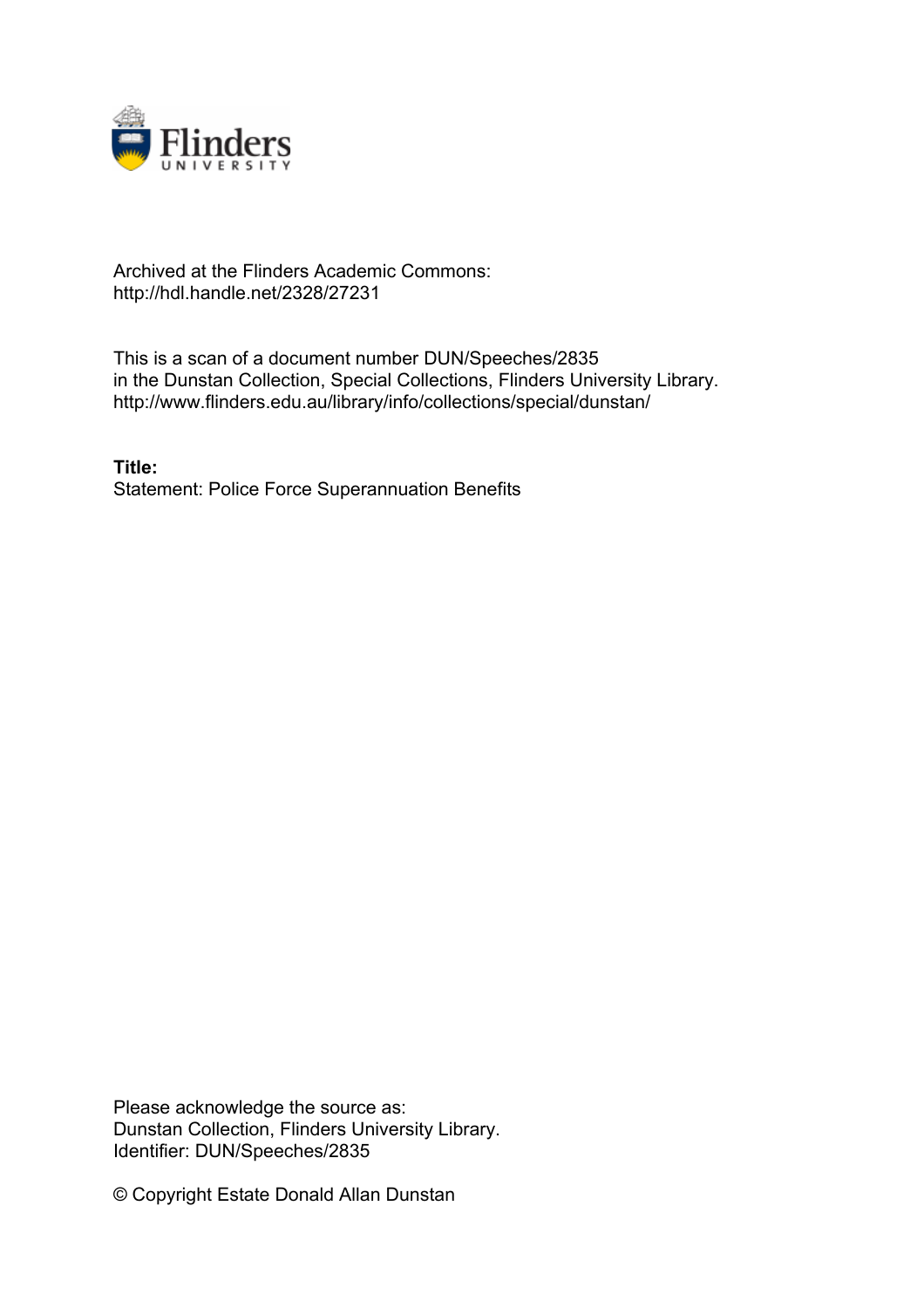Archived at the Flinders Academic Commons:
http://hdl.handle.net/2328/27231

This is a scan of a document number DUN/Speeches/2835
in the Dunstan Collection, Special Collections, Flinders University Library.
http://www.flinders.edu.au/library/info/collections/special/dunstan/

**Title:**
Statement: Police Force Superannuation Benefits

Please acknowledge the source as:
Dunstan Collection, Flinders University Library.
Identifier: DUN/Speeches/2835

© Copyright Estate Donald Allan Dunstan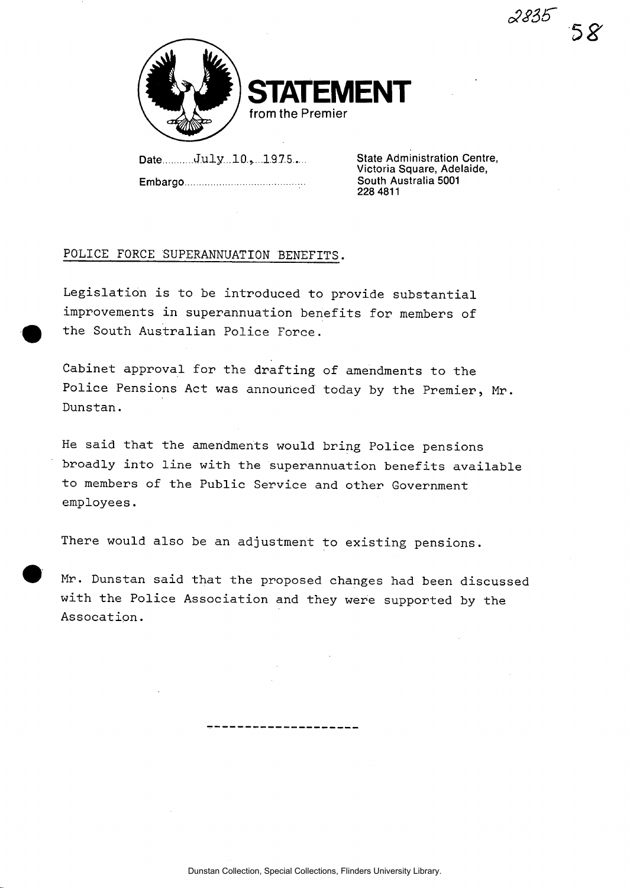# STATEMENT
from the Premier

Date July 10, 1975.

Embargo

State Administration Centre,
Victoria Square, Adelaide,
South Australia 5001
228 4811

POLICE FORCE SUPERANNUATION BENEFITS.

Legislation is to be introduced to provide substantial improvements in superannuation benefits for members of the South Australian Police Force.

Cabinet approval for the drafting of amendments to the Police Pensions Act was announced today by the Premier, Mr. Dunstan.

He said that the amendments would bring Police pensions broadly into line with the superannuation benefits available to members of the Public Service and other Government employees.

There would also be an adjustment to existing pensions.

Mr. Dunstan said that the proposed changes had been discussed with the Police Association and they were supported by the Assocation.

--------------------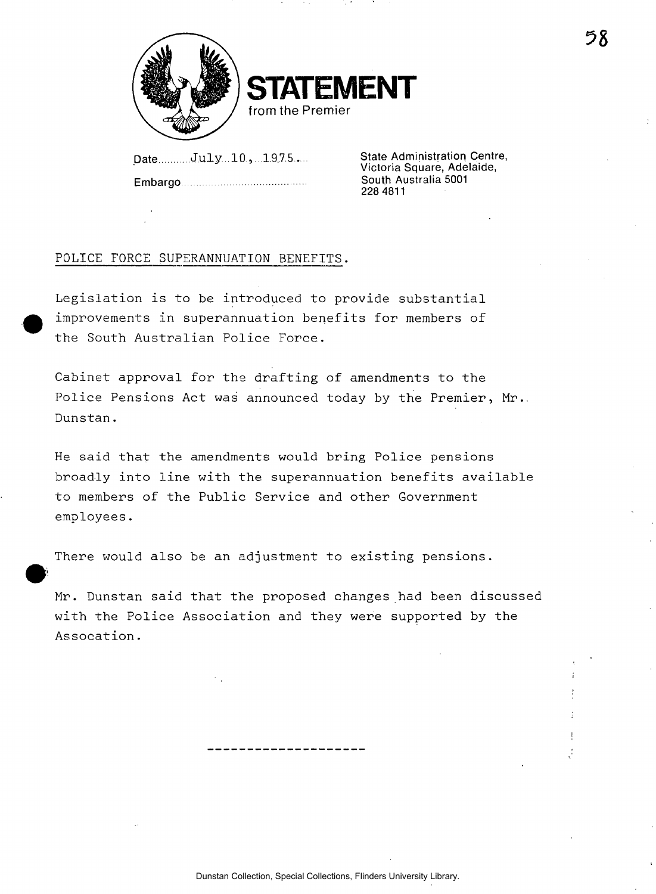# STATEMENT
from the Premier

Date July 10, 1975.

Embargo

State Administration Centre,
Victoria Square, Adelaide,
South Australia 5001
228 4811

POLICE FORCE SUPERANNUATION BENEFITS.

Legislation is to be introduced to provide substantial improvements in superannuation benefits for members of the South Australian Police Force.

Cabinet approval for the drafting of amendments to the Police Pensions Act was announced today by the Premier, Mr. Dunstan.

He said that the amendments would bring Police pensions broadly into line with the superannuation benefits available to members of the Public Service and other Government employees.

There would also be an adjustment to existing pensions.

Mr. Dunstan said that the proposed changes had been discussed with the Police Association and they were supported by the Assocation.

--------------------

Dunstan Collection, Special Collections, Flinders University Library.